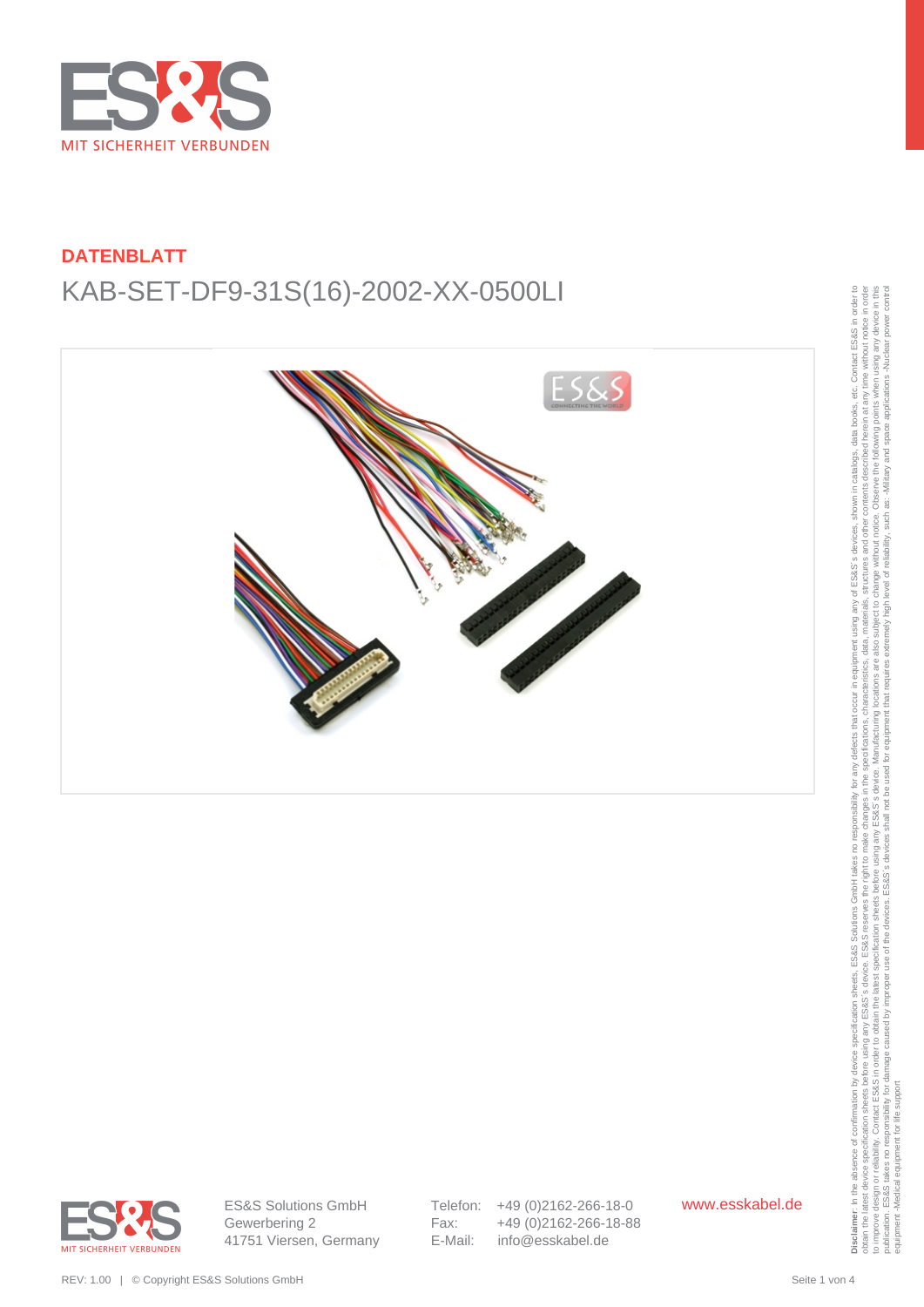MIT SICHERHEIT VERBUNDEN

## DATENBLATT

# KAB-SET-DF9-31S(16)-2002-XX-0500LI

ES&S Solutions GmbH
Gewerbering 2
41751 Viersen, Germany

Telefon: +49 (0)2162-266-18-0
Fax: +49 (0)2162-266-18-88
E-Mail: info@esskabel.de

www.esskabel.de

REV: 1.00 | © Copyright ES&S Solutions GmbH

**Disclaimer**: In the absence of confirmation by device specification sheets, ES&S Solutions GmbH takes no responsibility for any defects that occur in equipment using any of ES&S´s devices, shown in catalogs, data books, etc. Contact ES&S in order to obtain the latest device specification sheets before using any ES&S´s device. ES&S reserves the right to make changes in the specifications, characteristics, data, materials, structures and other contents described herein at any time without notice in order to improve design or reliability. Contact ES&S in order to obtain the latest specification sheets before using any ES&S´s device. Manufacturing locations are also subject to change without notice. Observe the following points when using any device in this publication. ES&S takes no responsibility for damage caused by improper use of the devices. ES&S´s devices shall not be used for equipment that requires extremely high level of reliability, such as: -Military and space applications -Nuclear power control equipment -Medical equipment for life support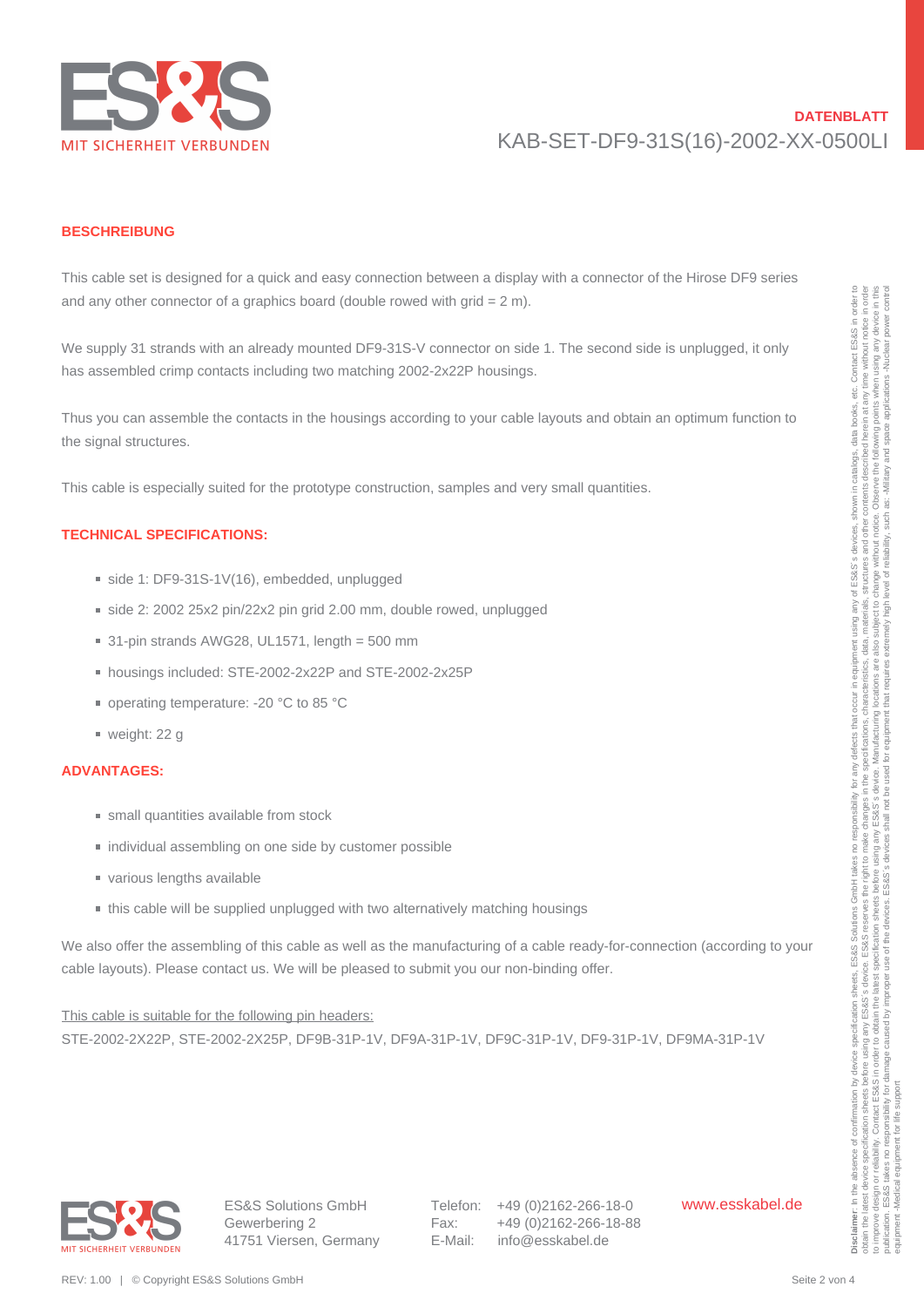**DATENBLATT**

KAB-SET-DF9-31S(16)-2002-XX-0500LI

## BESCHREIBUNG

This cable set is designed for a quick and easy connection between a display with a connector of the Hirose DF9 series and any other connector of a graphics board (double rowed with grid = 2 m).

We supply 31 strands with an already mounted DF9-31S-V connector on side 1. The second side is unplugged, it only has assembled crimp contacts including two matching 2002-2x22P housings.

Thus you can assemble the contacts in the housings according to your cable layouts and obtain an optimum function to the signal structures.

This cable is especially suited for the prototype construction, samples and very small quantities.

## TECHNICAL SPECIFICATIONS:

- side 1: DF9-31S-1V(16), embedded, unplugged
- side 2: 2002 25x2 pin/22x2 pin grid 2.00 mm, double rowed, unplugged
- 31-pin strands AWG28, UL1571, length = 500 mm
- housings included: STE-2002-2x22P and STE-2002-2x25P
- operating temperature: -20 °C to 85 °C
- weight: 22 g

## ADVANTAGES:

- small quantities available from stock
- individual assembling on one side by customer possible
- various lengths available
- this cable will be supplied unplugged with two alternatively matching housings

We also offer the assembling of this cable as well as the manufacturing of a cable ready-for-connection (according to your cable layouts). Please contact us. We will be pleased to submit you our non-binding offer.

This cable is suitable for the following pin headers:
STE-2002-2X22P, STE-2002-2X25P, DF9B-31P-1V, DF9A-31P-1V, DF9C-31P-1V, DF9-31P-1V, DF9MA-31P-1V

**Disclaimer**: In the absence of confirmation by device specification sheets, ES&S Solutions GmbH takes no responsibility for any defects that occur in equipment using any of ES&S's devices, shown in catalogs, data books, etc. Contact ES&S in order to obtain the latest device specification sheets before using any ES&S's device. ES&S reserves the right to make changes in the specifications, characteristics, data, materials, structures and other contents described herein at any time without notice in order to improve design or reliability. Contact ES&S in order to obtain the latest specification sheets before using any ES&S's device. Manufacturing locations are also subject to change without notice. Observe the following points when using any device in this publication. ES&S takes no responsibility for damage caused by improper use of the devices. ES&S's devices shall not be used for equipment that requires extremely high level of reliability, such as: -Military and space applications -Nuclear power control equipment -Medical equipment for life support

ES&S Solutions GmbH
Gewerbering 2
41751 Viersen, Germany

Telefon: +49 (0)2162-266-18-0
Fax: +49 (0)2162-266-18-88
E-Mail: info@esskabel.de

www.esskabel.de

REV: 1.00 | © Copyright ES&S Solutions GmbH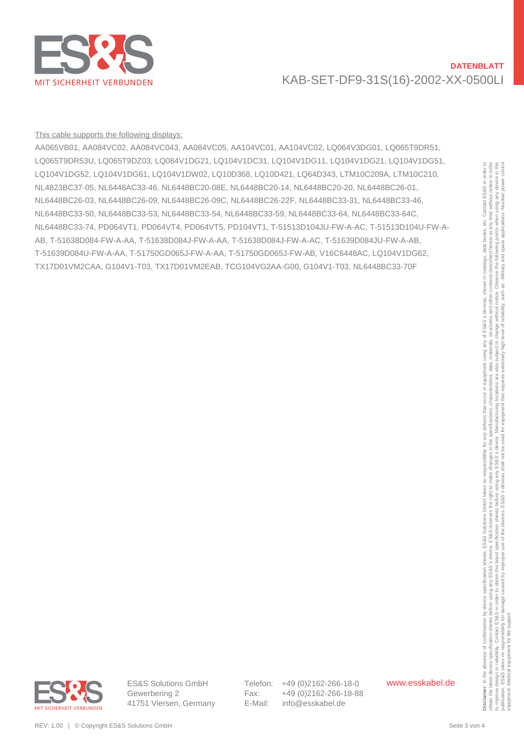DATENBLATT

KAB-SET-DF9-31S(16)-2002-XX-0500LI

<u>This cable supports the following displays:</u>

AA065VB01, AA084VC02, AA084VC043, AA084VC05, AA104VC01, AA104VC02, LQ064V3DG01, LQ065T9DR51, LQ065T9DR53U, LQ065T9DZ03, LQ084V1DG21, LQ104V1DC31, LQ104V1DG11, LQ104V1DG21, LQ104V1DG51, LQ104V1DG52, LQ104V1DG61, LQ104V1DW02, LQ10D368, LQ10D421, LQ64D343, LTM10C209A, LTM10C210, NL4823BC37-05, NL6448AC33-46, NL6448BC20-08E, NL6448BC20-14, NL6448BC20-20, NL6448BC26-01, NL6448BC26-03, NL6448BC26-09, NL6448BC26-09C, NL6448BC26-22F, NL6448BC33-31, NL6448BC33-46, NL6448BC33-50, NL6448BC33-53, NL6448BC33-54, NL6448BC33-59, NL6448BC33-64, NL6448BC33-64C, NL6448BC33-74, PD064VT1, PD064VT4, PD064VT5, PD104VT1, T-51513D104JU-FW-A-AC, T-51513D104U-FW-A-AB, T-51638D084-FW-A-AA, T-51638D084J-FW-A-AA, T-51638D084J-FW-A-AC, T-51639D084JU-FW-A-AB, T-51639D084U-FW-A-AA, T-51750GD065J-FW-A-AA, T-51750GD065J-FW-AB, V16C6448AC, LQ104V1DG62, TX17D01VM2CAA, G104V1-T03, TX17D01VM2EAB, TCG104VG2AA-G00, G104V1-T03, NL6448BC33-70F

**Disclaimer**: In the absence of confirmation by device specification sheets, ES&S Solutions GmbH takes no responsibility for any defects that occur in equipment using any of ES&S´s devices, shown in catalogs, data books, etc. Contact ES&S in order to obtain the latest device specification sheets before using any ES&S´s device. ES&S reserves the right to make changes in the specifications, characteristics, data, materials, structures and other contents described herein at any time without notice in order to improve design or reliability. Contact ES&S in order to obtain the latest specification sheets before using any ES&S´s device. Manufacturing locations are also subject to change without notice. Observe the following points when using any device in this publication. ES&S takes no responsibility for damage caused by improper use of the devices. ES&S´s devices shall not be used for equipment that requires extremely high level of reliability, such as: -Military and space applications -Nuclear power control equipment -Medical equipment for life support

ES&S Solutions GmbH
Gewerbering 2
41751 Viersen, Germany

Telefon: +49 (0)2162-266-18-0
Fax: +49 (0)2162-266-18-88
E-Mail: info@esskabel.de

www.esskabel.de

REV: 1.00 | © Copyright ES&S Solutions GmbH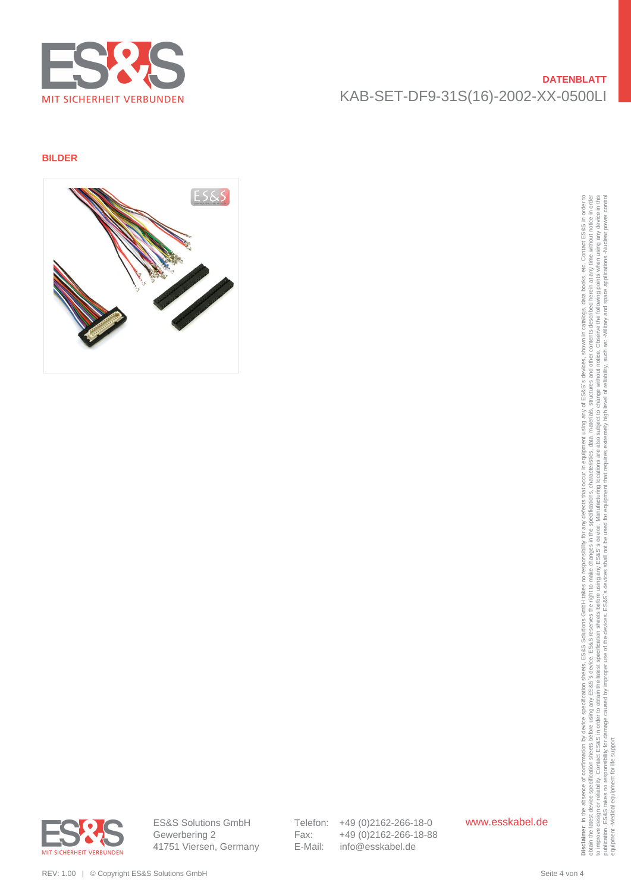**DATENBLATT**

KAB-SET-DF9-31S(16)-2002-XX-0500LI

**BILDER**

**Disclaimer**: In the absence of confirmation by device specification sheets, ES&S Solutions GmbH takes no responsibility for any defects that occur in equipment using any of ES&S´s devices, shown in catalogs, data books, etc. Contact ES&S in order to obtain the latest device specification sheets before using any ES&S´s device. ES&S reserves the right to make changes in the specifications, characteristics, data, materials, structures and other contents described herein at any time without notice in order to improve design or reliability. Contact ES&S in order to obtain the latest specification sheets before using any ES&S´s device. Manufacturing locations are also subject to change without notice. Observe the following points when using any device in this publication. ES&S takes no responsibility for damage caused by improper use of the devices. ES&S´s devices shall not be used for equipment that requires extremely high level of reliability, such as: -Military and space applications -Nuclear power control equipment -Medical equipment for life support

ES&S Solutions GmbH
Gewerbering 2
41751 Viersen, Germany

Telefon: +49 (0)2162-266-18-0
Fax: +49 (0)2162-266-18-88
E-Mail: info@esskabel.de

www.esskabel.de

REV: 1.00 | © Copyright ES&S Solutions GmbH